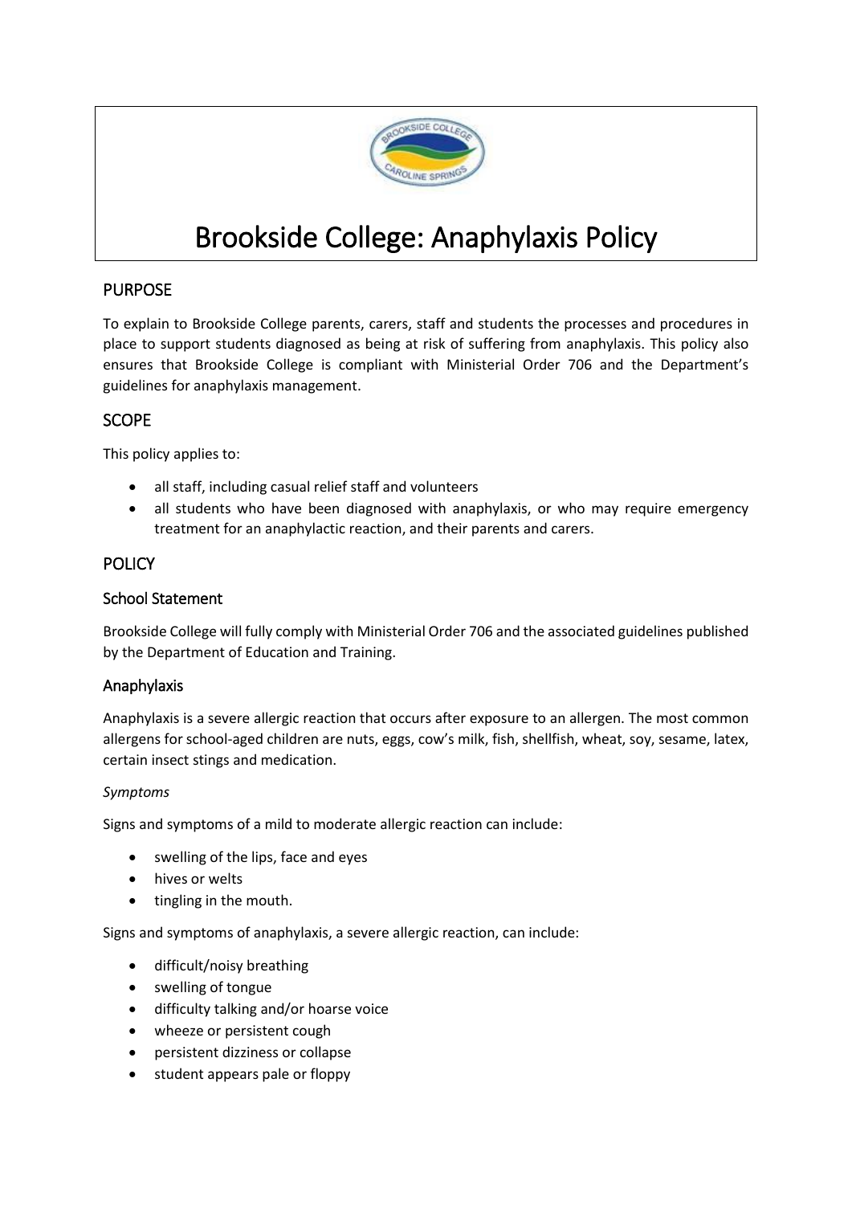# Brookside College: Anaphylaxis Policy

## PURPOSE

To explain to Brookside College parents, carers, staff and students the processes and procedures in place to support students diagnosed as being at risk of suffering from anaphylaxis. This policy also ensures that Brookside College is compliant with Ministerial Order 706 and the Department's guidelines for anaphylaxis management.

## SCOPE

This policy applies to:

- all staff, including casual relief staff and volunteers
- all students who have been diagnosed with anaphylaxis, or who may require emergency treatment for an anaphylactic reaction, and their parents and carers.

## POLICY

### School Statement

Brookside College will fully comply with Ministerial Order 706 and the associated guidelines published by the Department of Education and Training.

### Anaphylaxis

Anaphylaxis is a severe allergic reaction that occurs after exposure to an allergen. The most common allergens for school-aged children are nuts, eggs, cow's milk, fish, shellfish, wheat, soy, sesame, latex, certain insect stings and medication.

*Symptoms*

Signs and symptoms of a mild to moderate allergic reaction can include:

- swelling of the lips, face and eyes
- hives or welts
- tingling in the mouth.

Signs and symptoms of anaphylaxis, a severe allergic reaction, can include:

- difficult/noisy breathing
- swelling of tongue
- difficulty talking and/or hoarse voice
- wheeze or persistent cough
- persistent dizziness or collapse
- student appears pale or floppy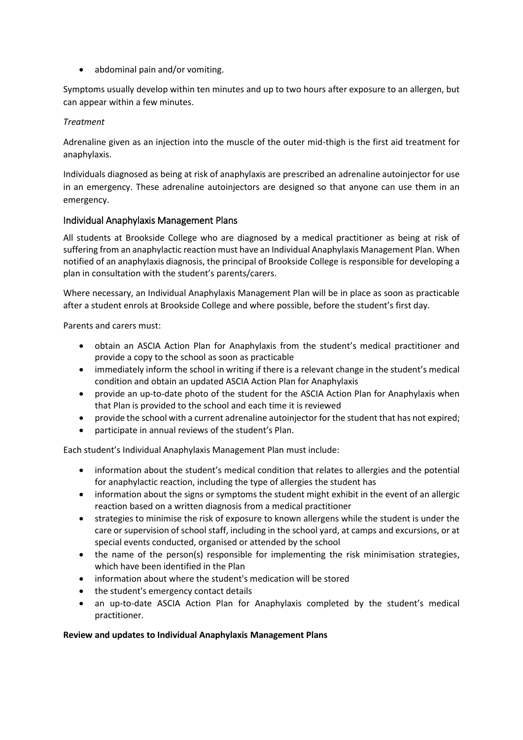- abdominal pain and/or vomiting.

Symptoms usually develop within ten minutes and up to two hours after exposure to an allergen, but can appear within a few minutes.

*Treatment*

Adrenaline given as an injection into the muscle of the outer mid-thigh is the first aid treatment for anaphylaxis.

Individuals diagnosed as being at risk of anaphylaxis are prescribed an adrenaline autoinjector for use in an emergency. These adrenaline autoinjectors are designed so that anyone can use them in an emergency.

## Individual Anaphylaxis Management Plans

All students at Brookside College who are diagnosed by a medical practitioner as being at risk of suffering from an anaphylactic reaction must have an Individual Anaphylaxis Management Plan. When notified of an anaphylaxis diagnosis, the principal of Brookside College is responsible for developing a plan in consultation with the student's parents/carers.

Where necessary, an Individual Anaphylaxis Management Plan will be in place as soon as practicable after a student enrols at Brookside College and where possible, before the student's first day.

Parents and carers must:

- obtain an ASCIA Action Plan for Anaphylaxis from the student's medical practitioner and provide a copy to the school as soon as practicable
- immediately inform the school in writing if there is a relevant change in the student's medical condition and obtain an updated ASCIA Action Plan for Anaphylaxis
- provide an up-to-date photo of the student for the ASCIA Action Plan for Anaphylaxis when that Plan is provided to the school and each time it is reviewed
- provide the school with a current adrenaline autoinjector for the student that has not expired;
- participate in annual reviews of the student's Plan.

Each student's Individual Anaphylaxis Management Plan must include:

- information about the student's medical condition that relates to allergies and the potential for anaphylactic reaction, including the type of allergies the student has
- information about the signs or symptoms the student might exhibit in the event of an allergic reaction based on a written diagnosis from a medical practitioner
- strategies to minimise the risk of exposure to known allergens while the student is under the care or supervision of school staff, including in the school yard, at camps and excursions, or at special events conducted, organised or attended by the school
- the name of the person(s) responsible for implementing the risk minimisation strategies, which have been identified in the Plan
- information about where the student's medication will be stored
- the student's emergency contact details
- an up-to-date ASCIA Action Plan for Anaphylaxis completed by the student's medical practitioner.

**Review and updates to Individual Anaphylaxis Management Plans**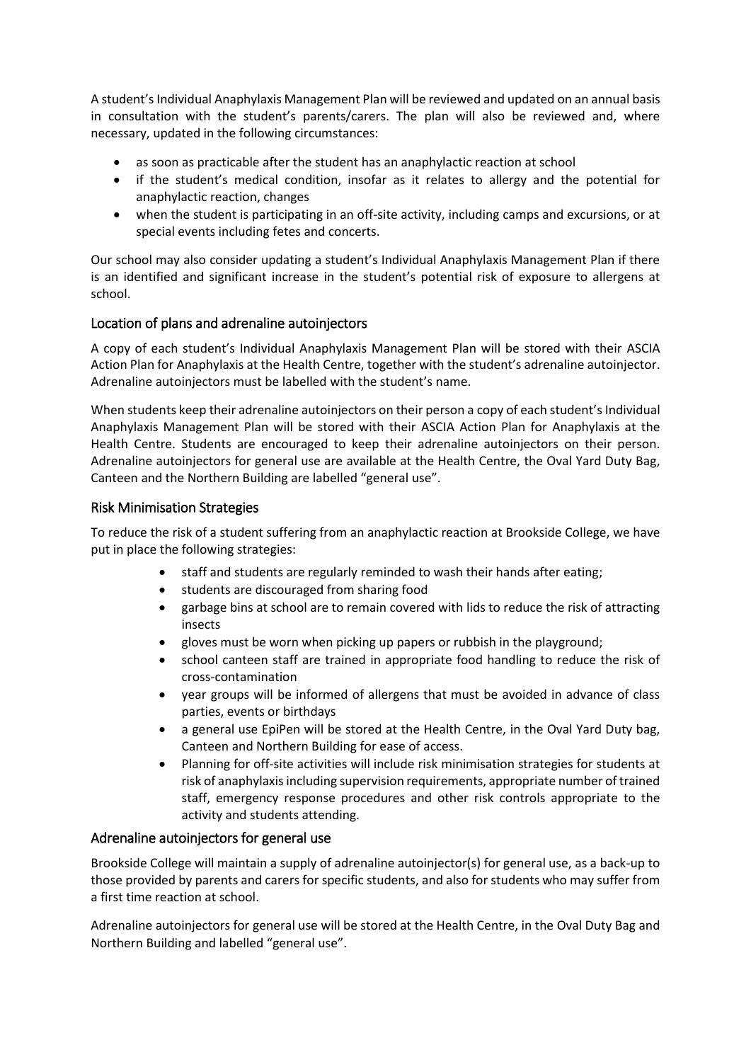A student's Individual Anaphylaxis Management Plan will be reviewed and updated on an annual basis in consultation with the student's parents/carers. The plan will also be reviewed and, where necessary, updated in the following circumstances:

- as soon as practicable after the student has an anaphylactic reaction at school
- if the student's medical condition, insofar as it relates to allergy and the potential for anaphylactic reaction, changes
- when the student is participating in an off-site activity, including camps and excursions, or at special events including fetes and concerts.

Our school may also consider updating a student's Individual Anaphylaxis Management Plan if there is an identified and significant increase in the student's potential risk of exposure to allergens at school.

## Location of plans and adrenaline autoinjectors

A copy of each student's Individual Anaphylaxis Management Plan will be stored with their ASCIA Action Plan for Anaphylaxis at the Health Centre, together with the student's adrenaline autoinjector. Adrenaline autoinjectors must be labelled with the student's name.

When students keep their adrenaline autoinjectors on their person a copy of each student's Individual Anaphylaxis Management Plan will be stored with their ASCIA Action Plan for Anaphylaxis at the Health Centre. Students are encouraged to keep their adrenaline autoinjectors on their person. Adrenaline autoinjectors for general use are available at the Health Centre, the Oval Yard Duty Bag, Canteen and the Northern Building are labelled "general use".

## Risk Minimisation Strategies

To reduce the risk of a student suffering from an anaphylactic reaction at Brookside College, we have put in place the following strategies:

- staff and students are regularly reminded to wash their hands after eating;
- students are discouraged from sharing food
- garbage bins at school are to remain covered with lids to reduce the risk of attracting insects
- gloves must be worn when picking up papers or rubbish in the playground;
- school canteen staff are trained in appropriate food handling to reduce the risk of cross-contamination
- year groups will be informed of allergens that must be avoided in advance of class parties, events or birthdays
- a general use EpiPen will be stored at the Health Centre, in the Oval Yard Duty bag, Canteen and Northern Building for ease of access.
- Planning for off-site activities will include risk minimisation strategies for students at risk of anaphylaxis including supervision requirements, appropriate number of trained staff, emergency response procedures and other risk controls appropriate to the activity and students attending.

## Adrenaline autoinjectors for general use

Brookside College will maintain a supply of adrenaline autoinjector(s) for general use, as a back-up to those provided by parents and carers for specific students, and also for students who may suffer from a first time reaction at school.

Adrenaline autoinjectors for general use will be stored at the Health Centre, in the Oval Duty Bag and Northern Building and labelled "general use".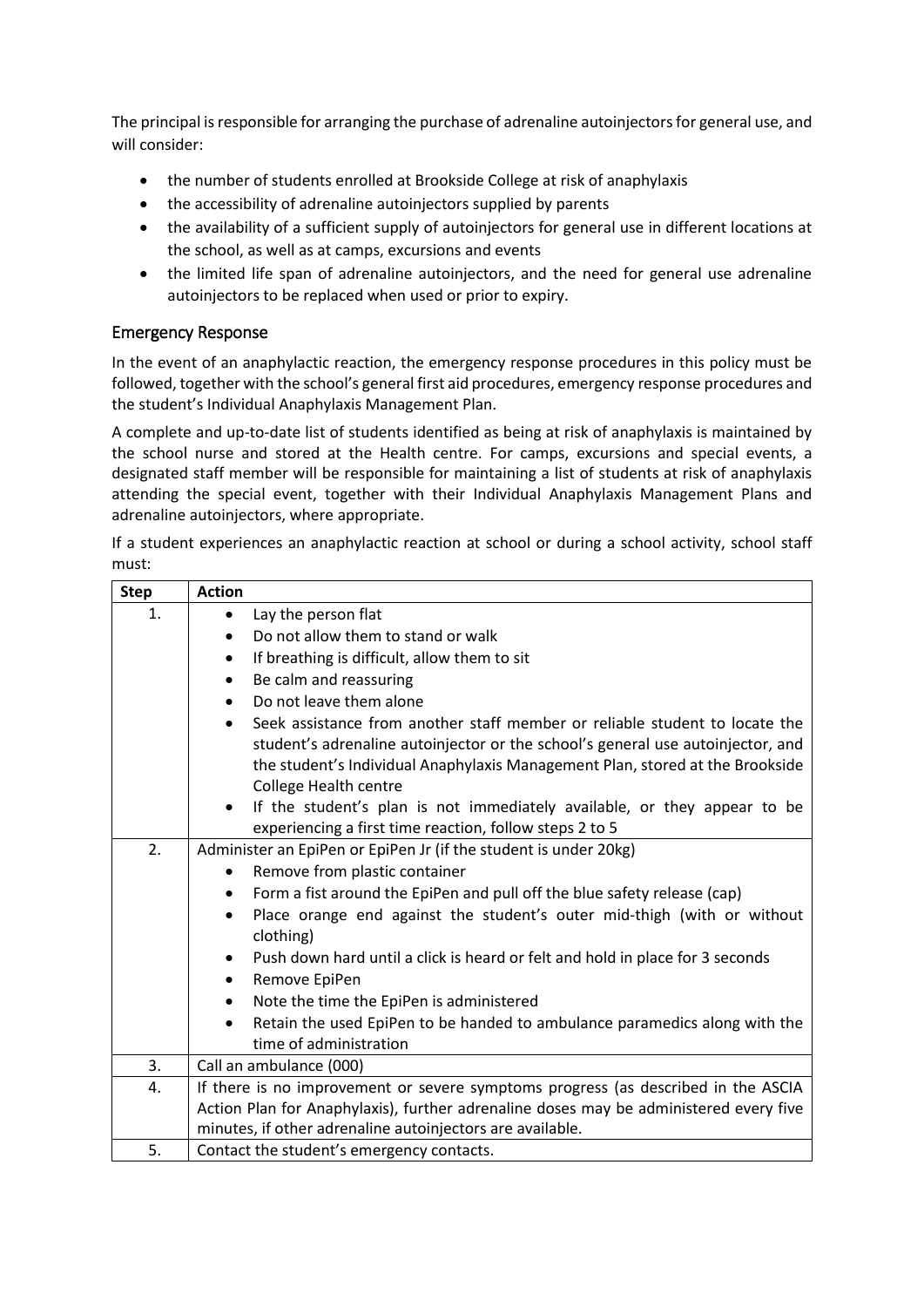The principal is responsible for arranging the purchase of adrenaline autoinjectors for general use, and will consider:

- the number of students enrolled at Brookside College at risk of anaphylaxis
- the accessibility of adrenaline autoinjectors supplied by parents
- the availability of a sufficient supply of autoinjectors for general use in different locations at the school, as well as at camps, excursions and events
- the limited life span of adrenaline autoinjectors, and the need for general use adrenaline autoinjectors to be replaced when used or prior to expiry.

## Emergency Response

In the event of an anaphylactic reaction, the emergency response procedures in this policy must be followed, together with the school's general first aid procedures, emergency response procedures and the student's Individual Anaphylaxis Management Plan.

A complete and up-to-date list of students identified as being at risk of anaphylaxis is maintained by the school nurse and stored at the Health centre. For camps, excursions and special events, a designated staff member will be responsible for maintaining a list of students at risk of anaphylaxis attending the special event, together with their Individual Anaphylaxis Management Plans and adrenaline autoinjectors, where appropriate.

If a student experiences an anaphylactic reaction at school or during a school activity, school staff must:

| Step | Action |
| --- | --- |
| 1. | • Lay the person flat<br>• Do not allow them to stand or walk<br>• If breathing is difficult, allow them to sit<br>• Be calm and reassuring<br>• Do not leave them alone<br>• Seek assistance from another staff member or reliable student to locate the student's adrenaline autoinjector or the school's general use autoinjector, and the student's Individual Anaphylaxis Management Plan, stored at the Brookside College Health centre<br>• If the student's plan is not immediately available, or they appear to be experiencing a first time reaction, follow steps 2 to 5 |
| 2. | Administer an EpiPen or EpiPen Jr (if the student is under 20kg)<br>• Remove from plastic container<br>• Form a fist around the EpiPen and pull off the blue safety release (cap)<br>• Place orange end against the student's outer mid-thigh (with or without clothing)<br>• Push down hard until a click is heard or felt and hold in place for 3 seconds<br>• Remove EpiPen<br>• Note the time the EpiPen is administered<br>• Retain the used EpiPen to be handed to ambulance paramedics along with the time of administration |
| 3. | Call an ambulance (000) |
| 4. | If there is no improvement or severe symptoms progress (as described in the ASCIA Action Plan for Anaphylaxis), further adrenaline doses may be administered every five minutes, if other adrenaline autoinjectors are available. |
| 5. | Contact the student's emergency contacts. |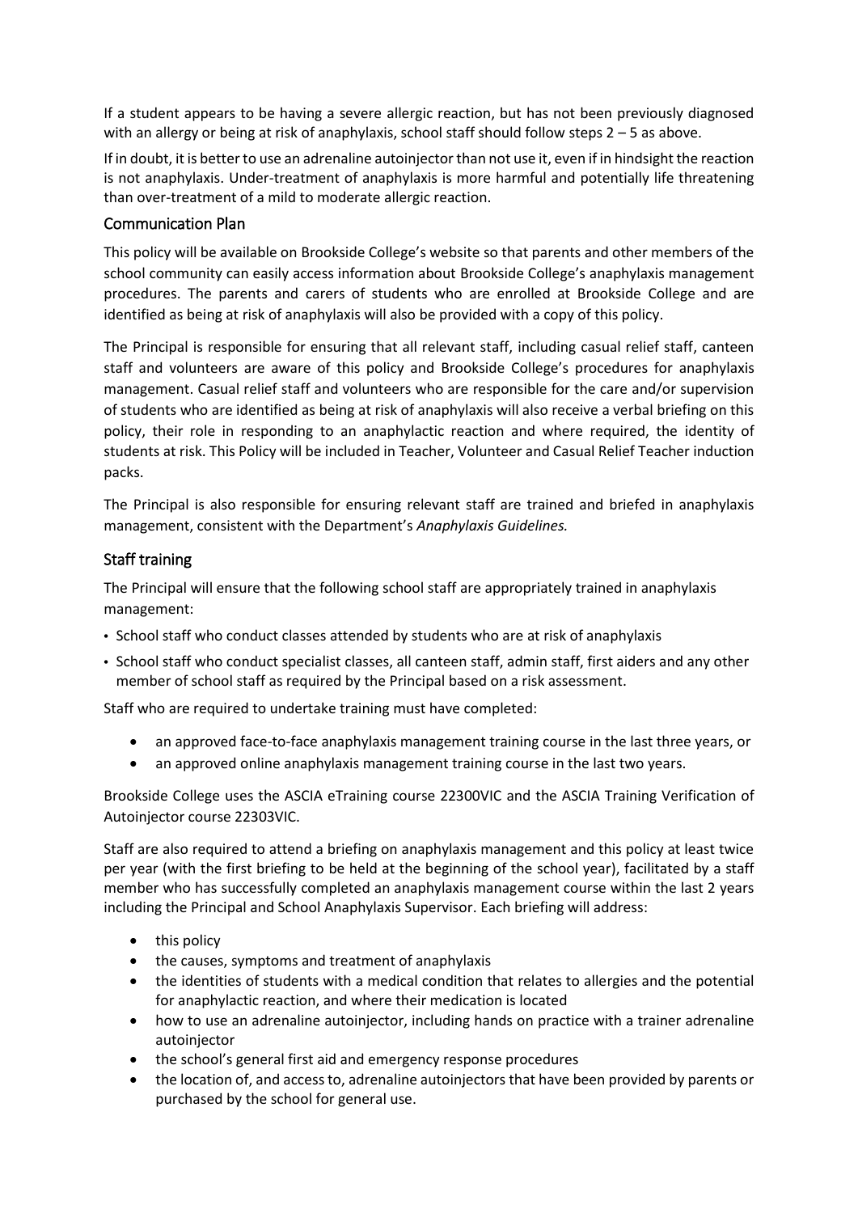If a student appears to be having a severe allergic reaction, but has not been previously diagnosed with an allergy or being at risk of anaphylaxis, school staff should follow steps 2 – 5 as above.

If in doubt, it is better to use an adrenaline autoinjector than not use it, even if in hindsight the reaction is not anaphylaxis. Under-treatment of anaphylaxis is more harmful and potentially life threatening than over-treatment of a mild to moderate allergic reaction.

## Communication Plan

This policy will be available on Brookside College's website so that parents and other members of the school community can easily access information about Brookside College's anaphylaxis management procedures. The parents and carers of students who are enrolled at Brookside College and are identified as being at risk of anaphylaxis will also be provided with a copy of this policy.

The Principal is responsible for ensuring that all relevant staff, including casual relief staff, canteen staff and volunteers are aware of this policy and Brookside College's procedures for anaphylaxis management. Casual relief staff and volunteers who are responsible for the care and/or supervision of students who are identified as being at risk of anaphylaxis will also receive a verbal briefing on this policy, their role in responding to an anaphylactic reaction and where required, the identity of students at risk. This Policy will be included in Teacher, Volunteer and Casual Relief Teacher induction packs.

The Principal is also responsible for ensuring relevant staff are trained and briefed in anaphylaxis management, consistent with the Department's *Anaphylaxis Guidelines.*

## Staff training

The Principal will ensure that the following school staff are appropriately trained in anaphylaxis management:

- School staff who conduct classes attended by students who are at risk of anaphylaxis
- School staff who conduct specialist classes, all canteen staff, admin staff, first aiders and any other member of school staff as required by the Principal based on a risk assessment.

Staff who are required to undertake training must have completed:

- an approved face-to-face anaphylaxis management training course in the last three years, or
- an approved online anaphylaxis management training course in the last two years.

Brookside College uses the ASCIA eTraining course 22300VIC and the ASCIA Training Verification of Autoinjector course 22303VIC.

Staff are also required to attend a briefing on anaphylaxis management and this policy at least twice per year (with the first briefing to be held at the beginning of the school year), facilitated by a staff member who has successfully completed an anaphylaxis management course within the last 2 years including the Principal and School Anaphylaxis Supervisor. Each briefing will address:

- this policy
- the causes, symptoms and treatment of anaphylaxis
- the identities of students with a medical condition that relates to allergies and the potential for anaphylactic reaction, and where their medication is located
- how to use an adrenaline autoinjector, including hands on practice with a trainer adrenaline autoinjector
- the school's general first aid and emergency response procedures
- the location of, and access to, adrenaline autoinjectors that have been provided by parents or purchased by the school for general use.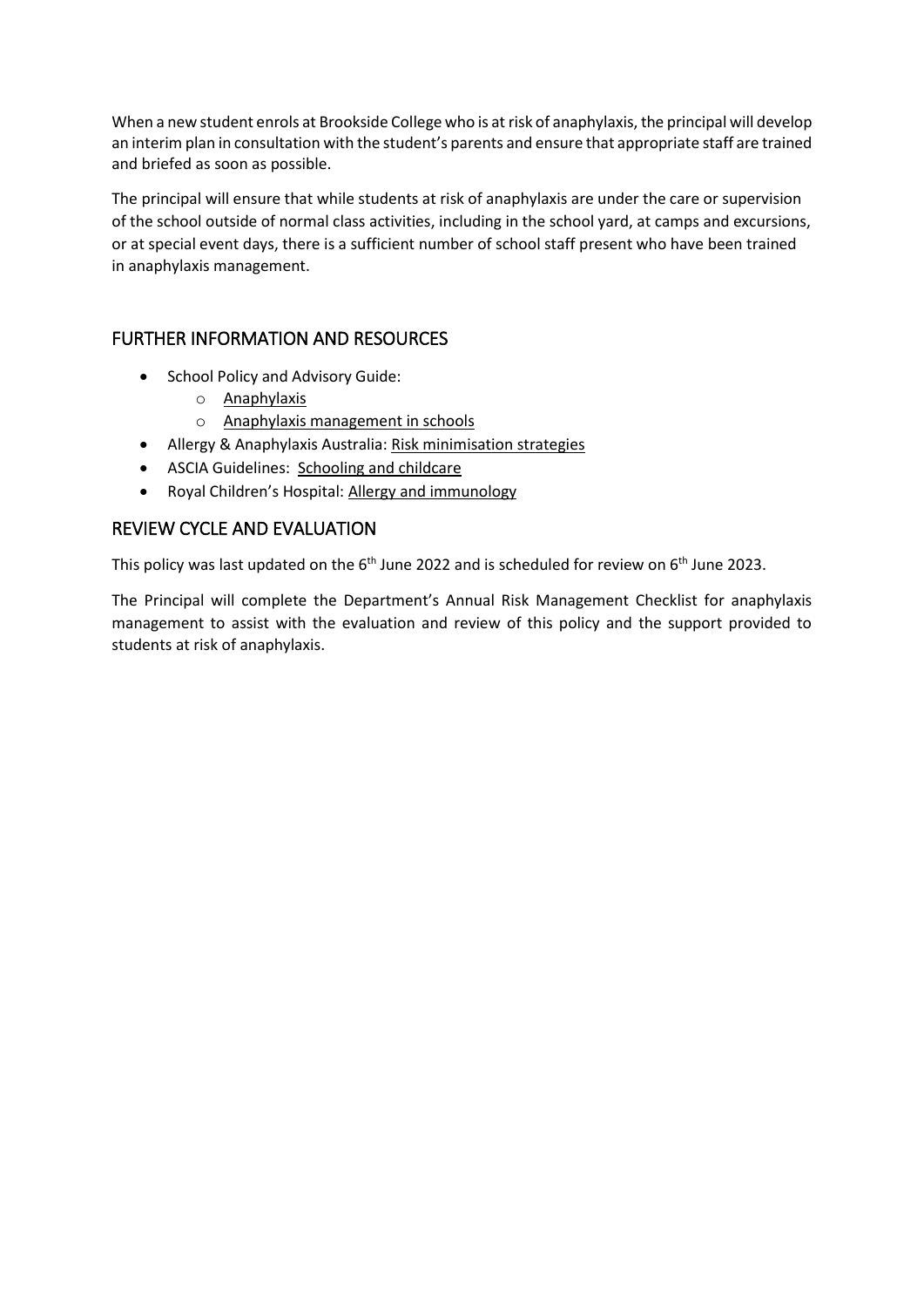When a new student enrols at Brookside College who is at risk of anaphylaxis, the principal will develop an interim plan in consultation with the student's parents and ensure that appropriate staff are trained and briefed as soon as possible.

The principal will ensure that while students at risk of anaphylaxis are under the care or supervision of the school outside of normal class activities, including in the school yard, at camps and excursions, or at special event days, there is a sufficient number of school staff present who have been trained in anaphylaxis management.

## FURTHER INFORMATION AND RESOURCES

- School Policy and Advisory Guide:
  - Anaphylaxis
  - Anaphylaxis management in schools
- Allergy & Anaphylaxis Australia: Risk minimisation strategies
- ASCIA Guidelines: Schooling and childcare
- Royal Children's Hospital: Allergy and immunology

## REVIEW CYCLE AND EVALUATION

This policy was last updated on the 6th June 2022 and is scheduled for review on 6th June 2023.

The Principal will complete the Department's Annual Risk Management Checklist for anaphylaxis management to assist with the evaluation and review of this policy and the support provided to students at risk of anaphylaxis.